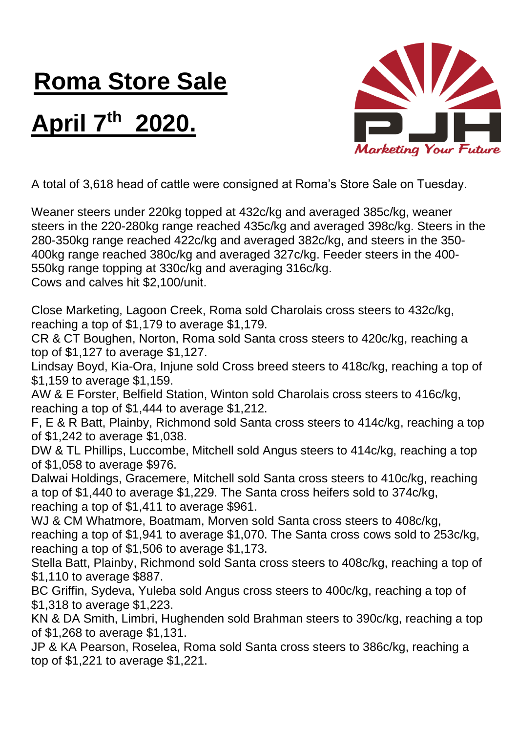# Roma Store Sale

# April 7th 2020.

PJH

*Marketing Your Future*

A total of 3,618 head of cattle were consigned at Roma's Store Sale on Tuesday.

Weaner steers under 220kg topped at 432c/kg and averaged 385c/kg, weaner steers in the 220-280kg range reached 435c/kg and averaged 398c/kg. Steers in the 280-350kg range reached 422c/kg and averaged 382c/kg, and steers in the 350-400kg range reached 380c/kg and averaged 327c/kg. Feeder steers in the 400-550kg range topping at 330c/kg and averaging 316c/kg.
Cows and calves hit $2,100/unit.

Close Marketing, Lagoon Creek, Roma sold Charolais cross steers to 432c/kg, reaching a top of $1,179 to average $1,179.
CR & CT Boughen, Norton, Roma sold Santa cross steers to 420c/kg, reaching a top of $1,127 to average $1,127.
Lindsay Boyd, Kia-Ora, Injune sold Cross breed steers to 418c/kg, reaching a top of $1,159 to average $1,159.
AW & E Forster, Belfield Station, Winton sold Charolais cross steers to 416c/kg, reaching a top of $1,444 to average $1,212.
F, E & R Batt, Plainby, Richmond sold Santa cross steers to 414c/kg, reaching a top of $1,242 to average $1,038.
DW & TL Phillips, Luccombe, Mitchell sold Angus steers to 414c/kg, reaching a top of $1,058 to average $976.
Dalwai Holdings, Gracemere, Mitchell sold Santa cross steers to 410c/kg, reaching a top of $1,440 to average $1,229. The Santa cross heifers sold to 374c/kg, reaching a top of $1,411 to average $961.
WJ & CM Whatmore, Boatmam, Morven sold Santa cross steers to 408c/kg, reaching a top of $1,941 to average $1,070. The Santa cross cows sold to 253c/kg, reaching a top of $1,506 to average $1,173.
Stella Batt, Plainby, Richmond sold Santa cross steers to 408c/kg, reaching a top of $1,110 to average $887.
BC Griffin, Sydeva, Yuleba sold Angus cross steers to 400c/kg, reaching a top of $1,318 to average $1,223.
KN & DA Smith, Limbri, Hughenden sold Brahman steers to 390c/kg, reaching a top of $1,268 to average $1,131.
JP & KA Pearson, Roselea, Roma sold Santa cross steers to 386c/kg, reaching a top of $1,221 to average $1,221.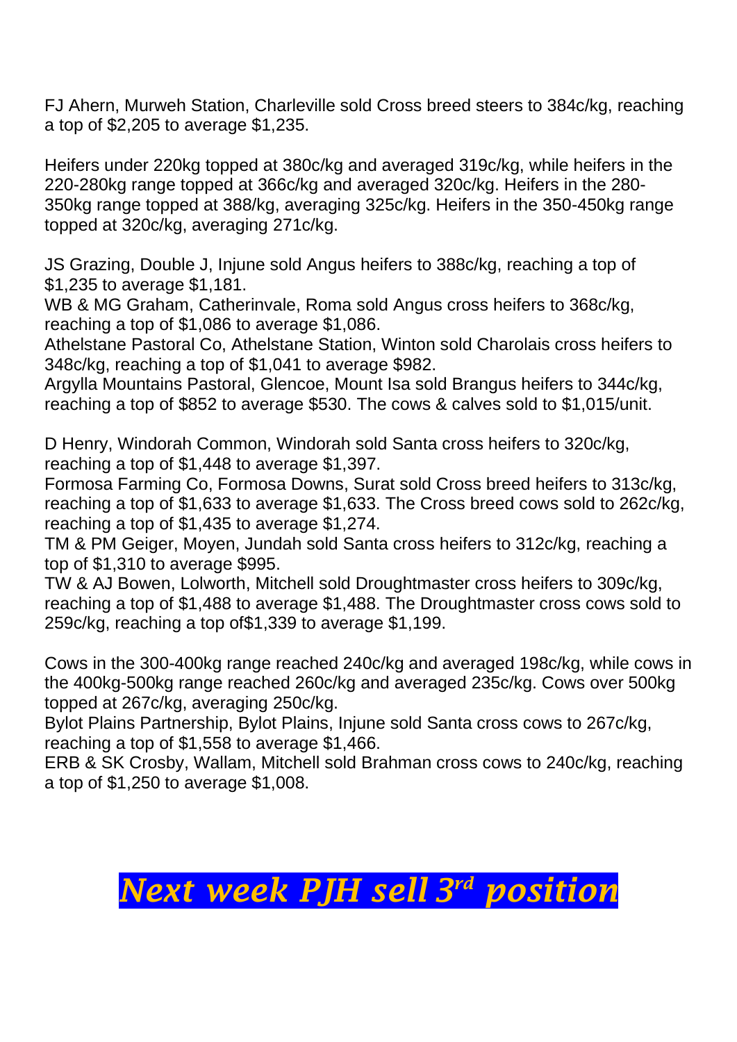FJ Ahern, Murweh Station, Charleville sold Cross breed steers to 384c/kg, reaching a top of $2,205 to average $1,235.

Heifers under 220kg topped at 380c/kg and averaged 319c/kg, while heifers in the 220-280kg range topped at 366c/kg and averaged 320c/kg. Heifers in the 280-350kg range topped at 388/kg, averaging 325c/kg. Heifers in the 350-450kg range topped at 320c/kg, averaging 271c/kg.

JS Grazing, Double J, Injune sold Angus heifers to 388c/kg, reaching a top of $1,235 to average $1,181.
WB & MG Graham, Catherinvale, Roma sold Angus cross heifers to 368c/kg, reaching a top of $1,086 to average $1,086.
Athelstane Pastoral Co, Athelstane Station, Winton sold Charolais cross heifers to 348c/kg, reaching a top of $1,041 to average $982.
Argylla Mountains Pastoral, Glencoe, Mount Isa sold Brangus heifers to 344c/kg, reaching a top of $852 to average $530. The cows & calves sold to $1,015/unit.

D Henry, Windorah Common, Windorah sold Santa cross heifers to 320c/kg, reaching a top of $1,448 to average $1,397.
Formosa Farming Co, Formosa Downs, Surat sold Cross breed heifers to 313c/kg, reaching a top of $1,633 to average $1,633. The Cross breed cows sold to 262c/kg, reaching a top of $1,435 to average $1,274.
TM & PM Geiger, Moyen, Jundah sold Santa cross heifers to 312c/kg, reaching a top of $1,310 to average $995.
TW & AJ Bowen, Lolworth, Mitchell sold Droughtmaster cross heifers to 309c/kg, reaching a top of $1,488 to average $1,488. The Droughtmaster cross cows sold to 259c/kg, reaching a top of$1,339 to average $1,199.

Cows in the 300-400kg range reached 240c/kg and averaged 198c/kg, while cows in the 400kg-500kg range reached 260c/kg and averaged 235c/kg. Cows over 500kg topped at 267c/kg, averaging 250c/kg.
Bylot Plains Partnership, Bylot Plains, Injune sold Santa cross cows to 267c/kg, reaching a top of $1,558 to average $1,466.
ERB & SK Crosby, Wallam, Mitchell sold Brahman cross cows to 240c/kg, reaching a top of $1,250 to average $1,008.

***Next week PJH sell 3rd position***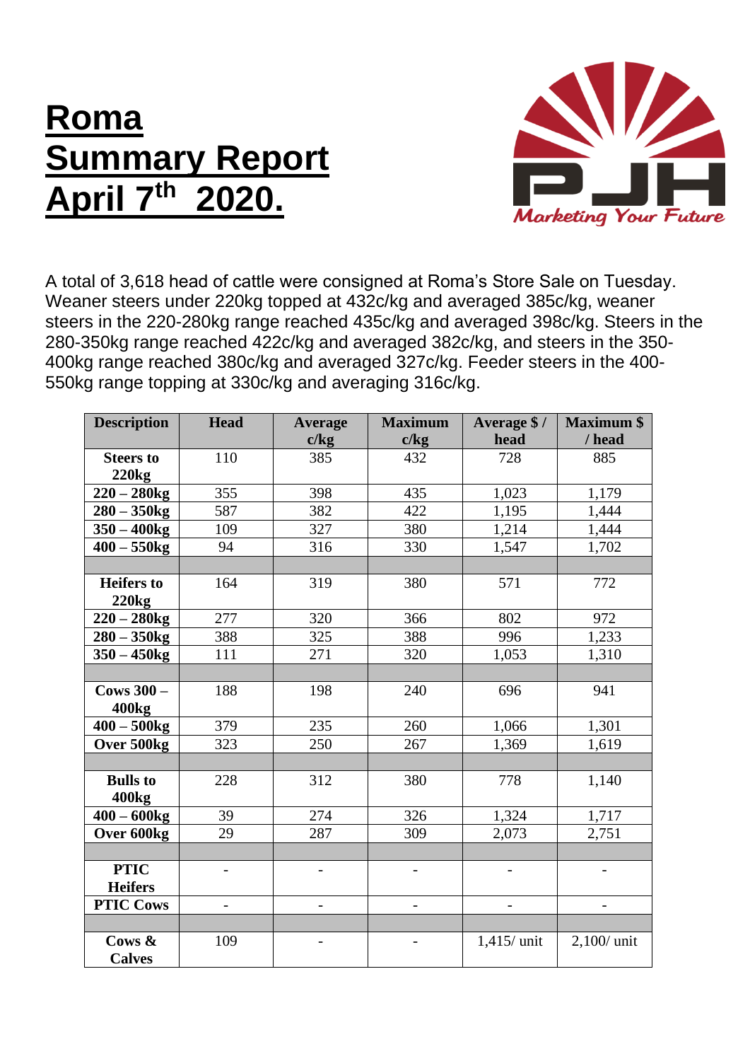# Roma Summary Report April 7th 2020.

Marketing Your Future

A total of 3,618 head of cattle were consigned at Roma's Store Sale on Tuesday. Weaner steers under 220kg topped at 432c/kg and averaged 385c/kg, weaner steers in the 220-280kg range reached 435c/kg and averaged 398c/kg. Steers in the 280-350kg range reached 422c/kg and averaged 382c/kg, and steers in the 350-400kg range reached 380c/kg and averaged 327c/kg. Feeder steers in the 400-550kg range topping at 330c/kg and averaging 316c/kg.

| Description | Head | Average c/kg | Maximum c/kg | Average $ / head | Maximum $ / head |
|---|---|---|---|---|---|
| **Steers to 220kg** | 110 | 385 | 432 | 728 | 885 |
| **220 – 280kg** | 355 | 398 | 435 | 1,023 | 1,179 |
| **280 – 350kg** | 587 | 382 | 422 | 1,195 | 1,444 |
| **350 – 400kg** | 109 | 327 | 380 | 1,214 | 1,444 |
| **400 – 550kg** | 94 | 316 | 330 | 1,547 | 1,702 |
| | | | | | |
| **Heifers to 220kg** | 164 | 319 | 380 | 571 | 772 |
| **220 – 280kg** | 277 | 320 | 366 | 802 | 972 |
| **280 – 350kg** | 388 | 325 | 388 | 996 | 1,233 |
| **350 – 450kg** | 111 | 271 | 320 | 1,053 | 1,310 |
| | | | | | |
| **Cows 300 – 400kg** | 188 | 198 | 240 | 696 | 941 |
| **400 – 500kg** | 379 | 235 | 260 | 1,066 | 1,301 |
| **Over 500kg** | 323 | 250 | 267 | 1,369 | 1,619 |
| | | | | | |
| **Bulls to 400kg** | 228 | 312 | 380 | 778 | 1,140 |
| **400 – 600kg** | 39 | 274 | 326 | 1,324 | 1,717 |
| **Over 600kg** | 29 | 287 | 309 | 2,073 | 2,751 |
| | | | | | |
| **PTIC Heifers** | - | - | - | - | - |
| **PTIC Cows** | - | - | - | - | - |
| | | | | | |
| **Cows & Calves** | 109 | - | - | 1,415/ unit | 2,100/ unit |